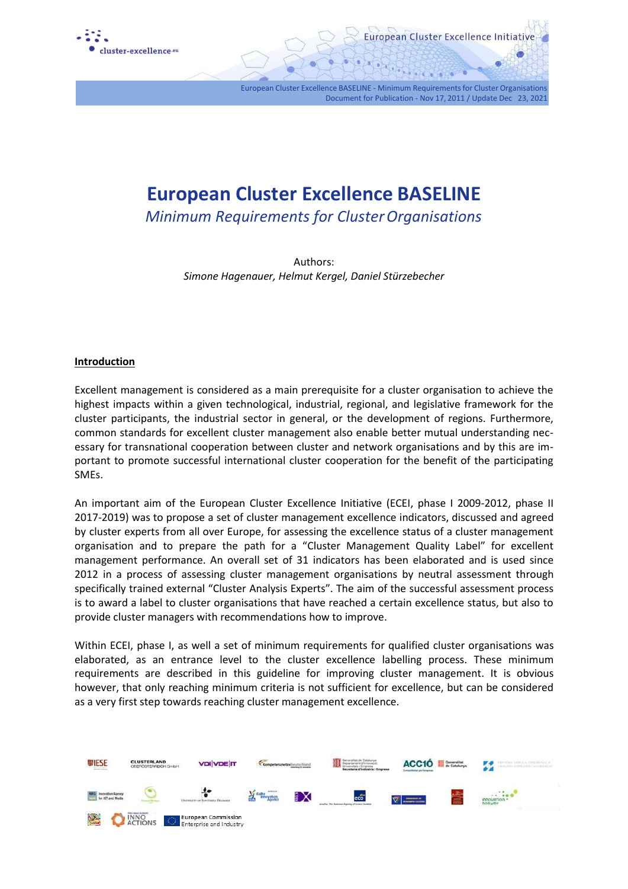# European Cluster Excellence BASELINE

*Minimum Requirements for Cluster Organisations*

Authors:

*Simone Hagenauer, Helmut Kergel, Daniel Stürzebecher*

**Introduction**

Excellent management is considered as a main prerequisite for a cluster organisation to achieve the highest impacts within a given technological, industrial, regional, and legislative framework for the cluster participants, the industrial sector in general, or the development of regions. Furthermore, common standards for excellent cluster management also enable better mutual understanding necessary for transnational cooperation between cluster and network organisations and by this are important to promote successful international cluster cooperation for the benefit of the participating SMEs.

An important aim of the European Cluster Excellence Initiative (ECEI, phase I 2009-2012, phase II 2017-2019) was to propose a set of cluster management excellence indicators, discussed and agreed by cluster experts from all over Europe, for assessing the excellence status of a cluster management organisation and to prepare the path for a "Cluster Management Quality Label" for excellent management performance. An overall set of 31 indicators has been elaborated and is used since 2012 in a process of assessing cluster management organisations by neutral assessment through specifically trained external "Cluster Analysis Experts". The aim of the successful assessment process is to award a label to cluster organisations that have reached a certain excellence status, but also to provide cluster managers with recommendations how to improve.

Within ECEI, phase I, as well a set of minimum requirements for qualified cluster organisations was elaborated, as an entrance level to the cluster excellence labelling process. These minimum requirements are described in this guideline for improving cluster management. It is obvious however, that only reaching minimum criteria is not sufficient for excellence, but can be considered as a very first step towards reaching cluster management excellence.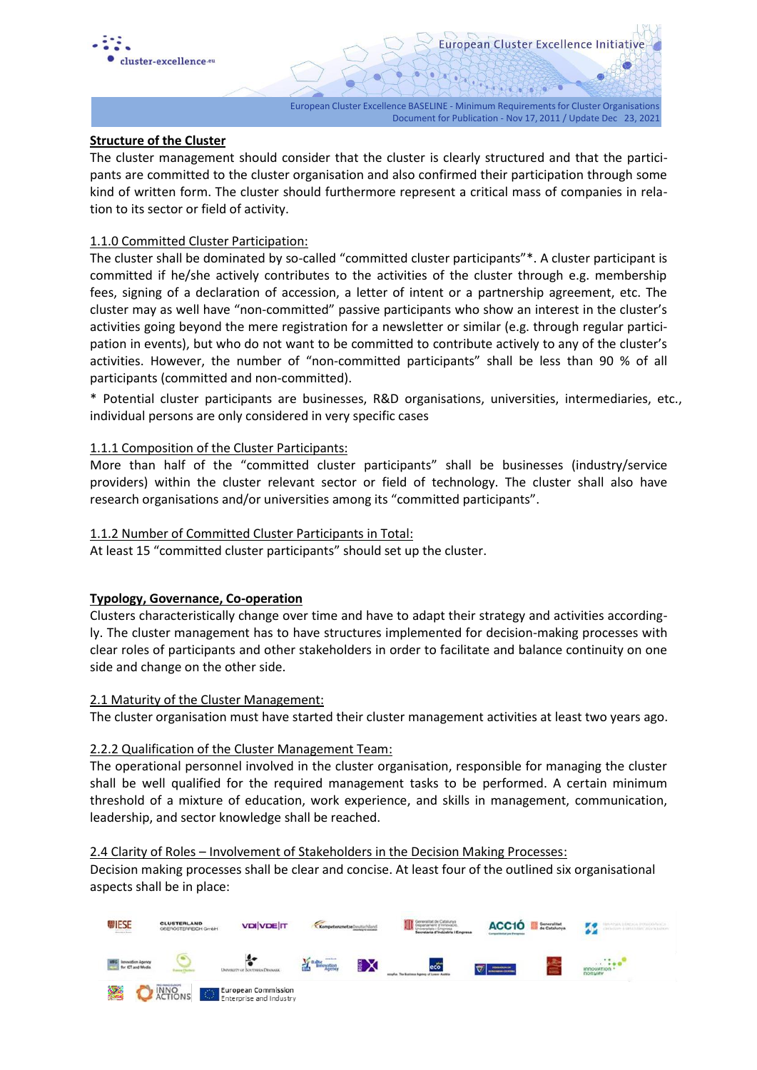**Structure of the Cluster**

The cluster management should consider that the cluster is clearly structured and that the participants are committed to the cluster organisation and also confirmed their participation through some kind of written form. The cluster should furthermore represent a critical mass of companies in relation to its sector or field of activity.

1.1.0 Committed Cluster Participation:

The cluster shall be dominated by so-called "committed cluster participants"*. A cluster participant is committed if he/she actively contributes to the activities of the cluster through e.g. membership fees, signing of a declaration of accession, a letter of intent or a partnership agreement, etc. The cluster may as well have "non-committed" passive participants who show an interest in the cluster's activities going beyond the mere registration for a newsletter or similar (e.g. through regular participation in events), but who do not want to be committed to contribute actively to any of the cluster's activities. However, the number of "non-committed participants" shall be less than 90 % of all participants (committed and non-committed).

* Potential cluster participants are businesses, R&D organisations, universities, intermediaries, etc., individual persons are only considered in very specific cases

1.1.1 Composition of the Cluster Participants:

More than half of the "committed cluster participants" shall be businesses (industry/service providers) within the cluster relevant sector or field of technology. The cluster shall also have research organisations and/or universities among its "committed participants".

1.1.2 Number of Committed Cluster Participants in Total:

At least 15 "committed cluster participants" should set up the cluster.

**Typology, Governance, Co-operation**

Clusters characteristically change over time and have to adapt their strategy and activities accordingly. The cluster management has to have structures implemented for decision-making processes with clear roles of participants and other stakeholders in order to facilitate and balance continuity on one side and change on the other side.

2.1 Maturity of the Cluster Management:

The cluster organisation must have started their cluster management activities at least two years ago.

2.2.2 Qualification of the Cluster Management Team:

The operational personnel involved in the cluster organisation, responsible for managing the cluster shall be well qualified for the required management tasks to be performed. A certain minimum threshold of a mixture of education, work experience, and skills in management, communication, leadership, and sector knowledge shall be reached.

2.4 Clarity of Roles – Involvement of Stakeholders in the Decision Making Processes:

Decision making processes shall be clear and concise. At least four of the outlined six organisational aspects shall be in place: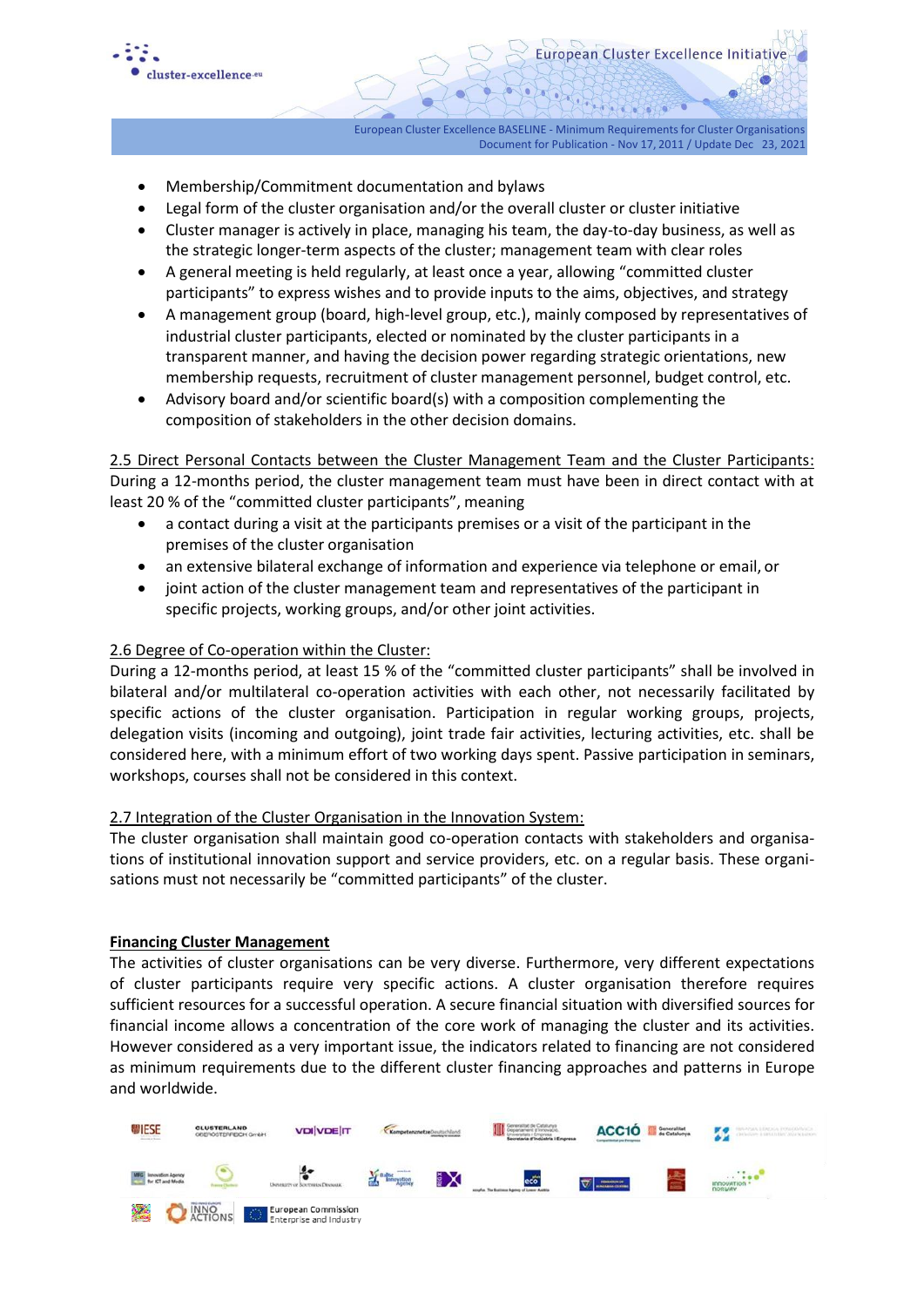- Membership/Commitment documentation and bylaws
- Legal form of the cluster organisation and/or the overall cluster or cluster initiative
- Cluster manager is actively in place, managing his team, the day-to-day business, as well as the strategic longer-term aspects of the cluster; management team with clear roles
- A general meeting is held regularly, at least once a year, allowing "committed cluster participants" to express wishes and to provide inputs to the aims, objectives, and strategy
- A management group (board, high-level group, etc.), mainly composed by representatives of industrial cluster participants, elected or nominated by the cluster participants in a transparent manner, and having the decision power regarding strategic orientations, new membership requests, recruitment of cluster management personnel, budget control, etc.
- Advisory board and/or scientific board(s) with a composition complementing the composition of stakeholders in the other decision domains.

2.5 Direct Personal Contacts between the Cluster Management Team and the Cluster Participants:
During a 12-months period, the cluster management team must have been in direct contact with at least 20 % of the "committed cluster participants", meaning

- a contact during a visit at the participants premises or a visit of the participant in the premises of the cluster organisation
- an extensive bilateral exchange of information and experience via telephone or email, or
- joint action of the cluster management team and representatives of the participant in specific projects, working groups, and/or other joint activities.

2.6 Degree of Co-operation within the Cluster:
During a 12-months period, at least 15 % of the "committed cluster participants" shall be involved in bilateral and/or multilateral co-operation activities with each other, not necessarily facilitated by specific actions of the cluster organisation. Participation in regular working groups, projects, delegation visits (incoming and outgoing), joint trade fair activities, lecturing activities, etc. shall be considered here, with a minimum effort of two working days spent. Passive participation in seminars, workshops, courses shall not be considered in this context.

2.7 Integration of the Cluster Organisation in the Innovation System:
The cluster organisation shall maintain good co-operation contacts with stakeholders and organisations of institutional innovation support and service providers, etc. on a regular basis. These organisations must not necessarily be "committed participants" of the cluster.

**Financing Cluster Management**

The activities of cluster organisations can be very diverse. Furthermore, very different expectations of cluster participants require very specific actions. A cluster organisation therefore requires sufficient resources for a successful operation. A secure financial situation with diversified sources for financial income allows a concentration of the core work of managing the cluster and its activities. However considered as a very important issue, the indicators related to financing are not considered as minimum requirements due to the different cluster financing approaches and patterns in Europe and worldwide.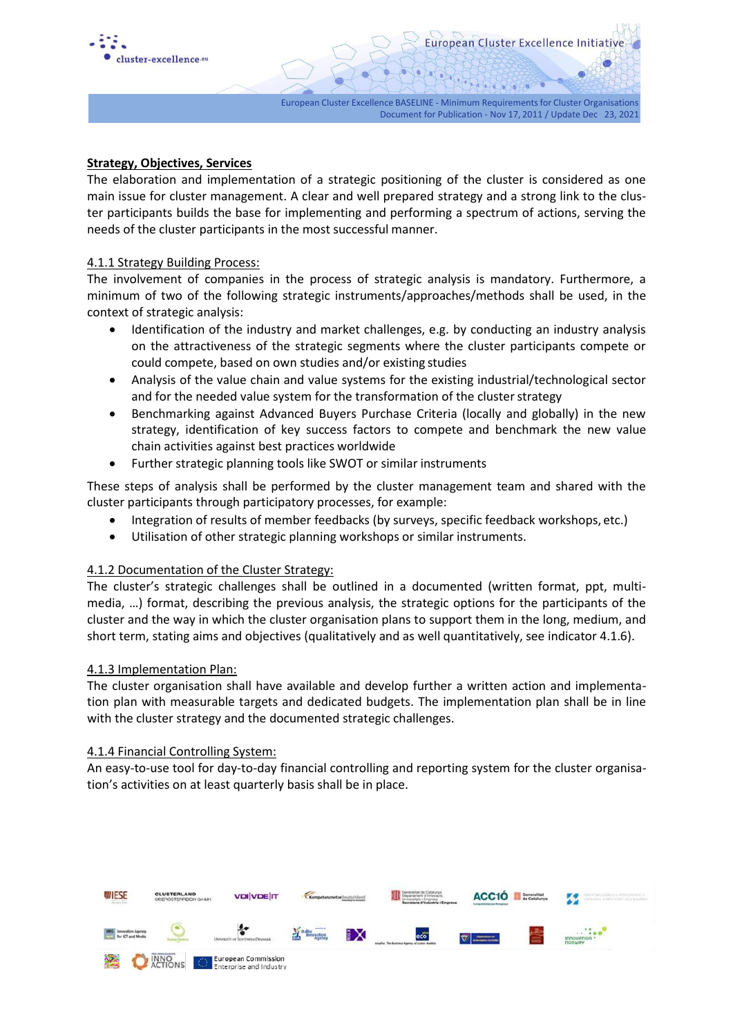**Strategy, Objectives, Services**

The elaboration and implementation of a strategic positioning of the cluster is considered as one main issue for cluster management. A clear and well prepared strategy and a strong link to the cluster participants builds the base for implementing and performing a spectrum of actions, serving the needs of the cluster participants in the most successful manner.

4.1.1 Strategy Building Process:

The involvement of companies in the process of strategic analysis is mandatory. Furthermore, a minimum of two of the following strategic instruments/approaches/methods shall be used, in the context of strategic analysis:

- Identification of the industry and market challenges, e.g. by conducting an industry analysis on the attractiveness of the strategic segments where the cluster participants compete or could compete, based on own studies and/or existing studies
- Analysis of the value chain and value systems for the existing industrial/technological sector and for the needed value system for the transformation of the cluster strategy
- Benchmarking against Advanced Buyers Purchase Criteria (locally and globally) in the new strategy, identification of key success factors to compete and benchmark the new value chain activities against best practices worldwide
- Further strategic planning tools like SWOT or similar instruments

These steps of analysis shall be performed by the cluster management team and shared with the cluster participants through participatory processes, for example:

- Integration of results of member feedbacks (by surveys, specific feedback workshops, etc.)
- Utilisation of other strategic planning workshops or similar instruments.

4.1.2 Documentation of the Cluster Strategy:

The cluster's strategic challenges shall be outlined in a documented (written format, ppt, multimedia, …) format, describing the previous analysis, the strategic options for the participants of the cluster and the way in which the cluster organisation plans to support them in the long, medium, and short term, stating aims and objectives (qualitatively and as well quantitatively, see indicator 4.1.6).

4.1.3 Implementation Plan:

The cluster organisation shall have available and develop further a written action and implementation plan with measurable targets and dedicated budgets. The implementation plan shall be in line with the cluster strategy and the documented strategic challenges.

4.1.4 Financial Controlling System:

An easy-to-use tool for day-to-day financial controlling and reporting system for the cluster organisation's activities on at least quarterly basis shall be in place.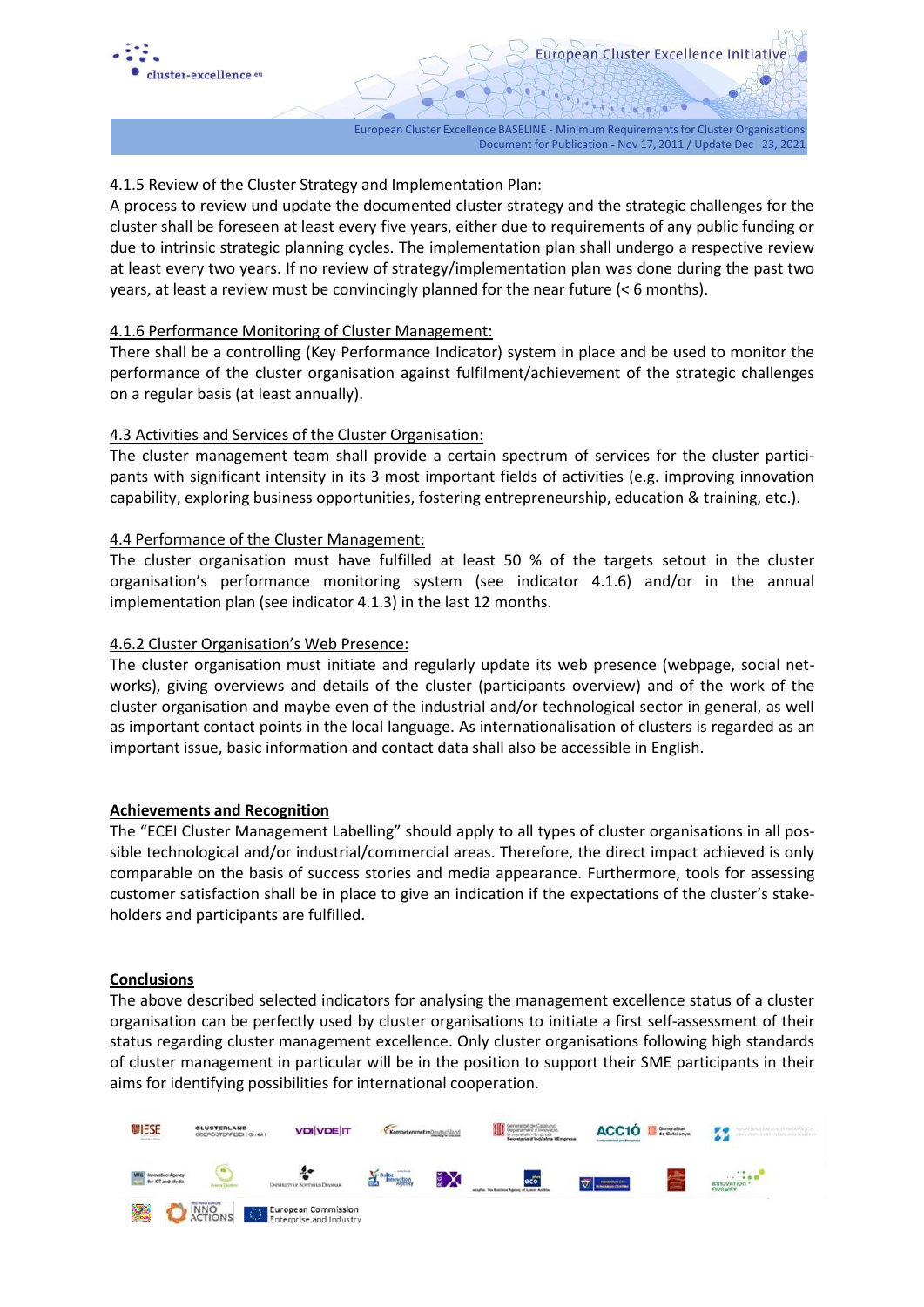4.1.5 Review of the Cluster Strategy and Implementation Plan:

A process to review und update the documented cluster strategy and the strategic challenges for the cluster shall be foreseen at least every five years, either due to requirements of any public funding or due to intrinsic strategic planning cycles. The implementation plan shall undergo a respective review at least every two years. If no review of strategy/implementation plan was done during the past two years, at least a review must be convincingly planned for the near future (< 6 months).

4.1.6 Performance Monitoring of Cluster Management:

There shall be a controlling (Key Performance Indicator) system in place and be used to monitor the performance of the cluster organisation against fulfilment/achievement of the strategic challenges on a regular basis (at least annually).

4.3 Activities and Services of the Cluster Organisation:

The cluster management team shall provide a certain spectrum of services for the cluster participants with significant intensity in its 3 most important fields of activities (e.g. improving innovation capability, exploring business opportunities, fostering entrepreneurship, education & training, etc.).

4.4 Performance of the Cluster Management:

The cluster organisation must have fulfilled at least 50 % of the targets setout in the cluster organisation's performance monitoring system (see indicator 4.1.6) and/or in the annual implementation plan (see indicator 4.1.3) in the last 12 months.

4.6.2 Cluster Organisation's Web Presence:

The cluster organisation must initiate and regularly update its web presence (webpage, social networks), giving overviews and details of the cluster (participants overview) and of the work of the cluster organisation and maybe even of the industrial and/or technological sector in general, as well as important contact points in the local language. As internationalisation of clusters is regarded as an important issue, basic information and contact data shall also be accessible in English.

**Achievements and Recognition**

The "ECEI Cluster Management Labelling" should apply to all types of cluster organisations in all possible technological and/or industrial/commercial areas. Therefore, the direct impact achieved is only comparable on the basis of success stories and media appearance. Furthermore, tools for assessing customer satisfaction shall be in place to give an indication if the expectations of the cluster's stakeholders and participants are fulfilled.

**Conclusions**

The above described selected indicators for analysing the management excellence status of a cluster organisation can be perfectly used by cluster organisations to initiate a first self-assessment of their status regarding cluster management excellence. Only cluster organisations following high standards of cluster management in particular will be in the position to support their SME participants in their aims for identifying possibilities for international cooperation.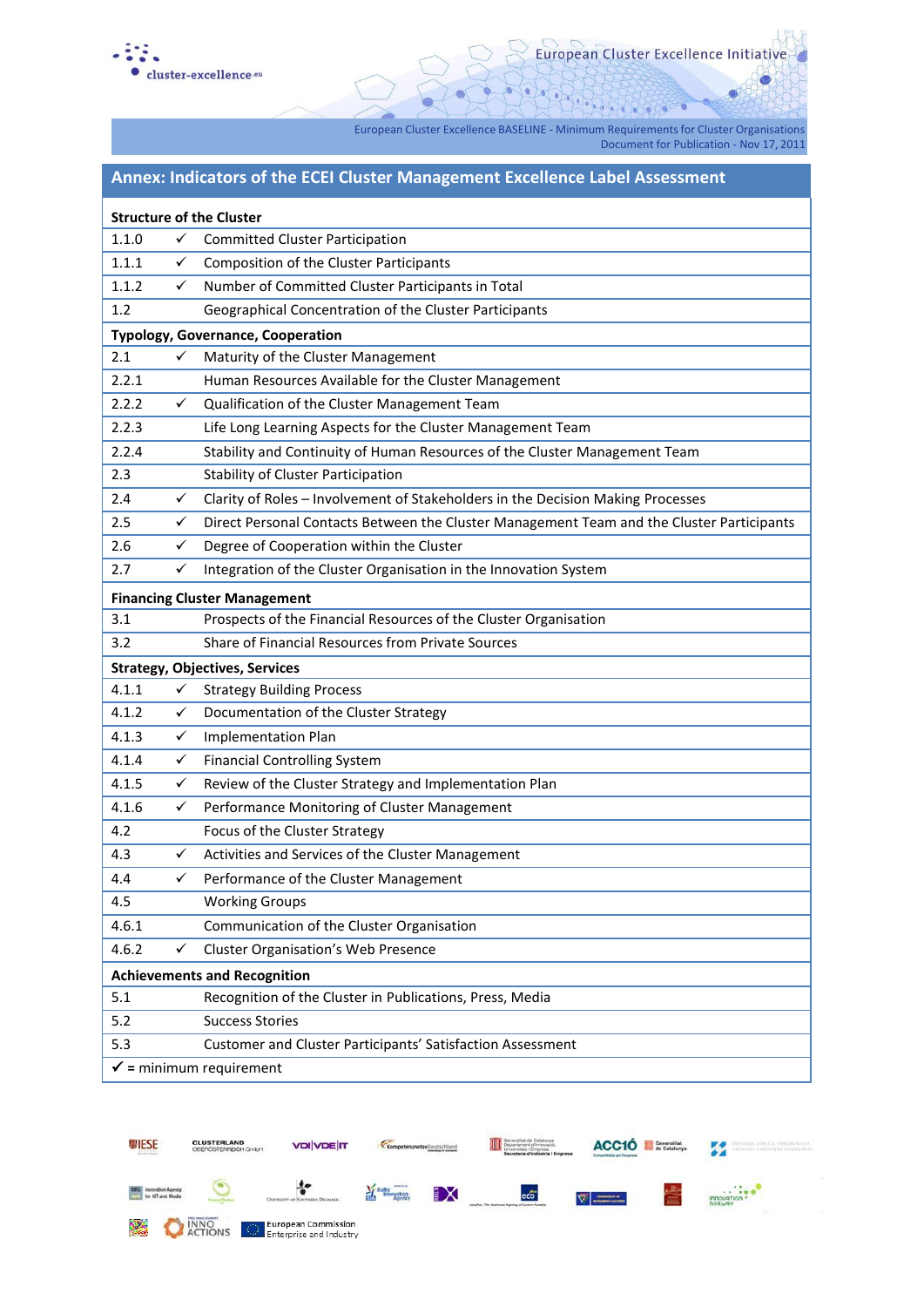## Annex: Indicators of the ECEI Cluster Management Excellence Label Assessment

| | | |
|---|---|---|
| **Structure of the Cluster** | | |
| 1.1.0 | ✓ | Committed Cluster Participation |
| 1.1.1 | ✓ | Composition of the Cluster Participants |
| 1.1.2 | ✓ | Number of Committed Cluster Participants in Total |
| 1.2 | | Geographical Concentration of the Cluster Participants |
| **Typology, Governance, Cooperation** | | |
| 2.1 | ✓ | Maturity of the Cluster Management |
| 2.2.1 | | Human Resources Available for the Cluster Management |
| 2.2.2 | ✓ | Qualification of the Cluster Management Team |
| 2.2.3 | | Life Long Learning Aspects for the Cluster Management Team |
| 2.2.4 | | Stability and Continuity of Human Resources of the Cluster Management Team |
| 2.3 | | Stability of Cluster Participation |
| 2.4 | ✓ | Clarity of Roles – Involvement of Stakeholders in the Decision Making Processes |
| 2.5 | ✓ | Direct Personal Contacts Between the Cluster Management Team and the Cluster Participants |
| 2.6 | ✓ | Degree of Cooperation within the Cluster |
| 2.7 | ✓ | Integration of the Cluster Organisation in the Innovation System |
| **Financing Cluster Management** | | |
| 3.1 | | Prospects of the Financial Resources of the Cluster Organisation |
| 3.2 | | Share of Financial Resources from Private Sources |
| **Strategy, Objectives, Services** | | |
| 4.1.1 | ✓ | Strategy Building Process |
| 4.1.2 | ✓ | Documentation of the Cluster Strategy |
| 4.1.3 | ✓ | Implementation Plan |
| 4.1.4 | ✓ | Financial Controlling System |
| 4.1.5 | ✓ | Review of the Cluster Strategy and Implementation Plan |
| 4.1.6 | ✓ | Performance Monitoring of Cluster Management |
| 4.2 | | Focus of the Cluster Strategy |
| 4.3 | ✓ | Activities and Services of the Cluster Management |
| 4.4 | ✓ | Performance of the Cluster Management |
| 4.5 | | Working Groups |
| 4.6.1 | | Communication of the Cluster Organisation |
| 4.6.2 | ✓ | Cluster Organisation's Web Presence |
| **Achievements and Recognition** | | |
| 5.1 | | Recognition of the Cluster in Publications, Press, Media |
| 5.2 | | Success Stories |
| 5.3 | | Customer and Cluster Participants' Satisfaction Assessment |

✓ = minimum requirement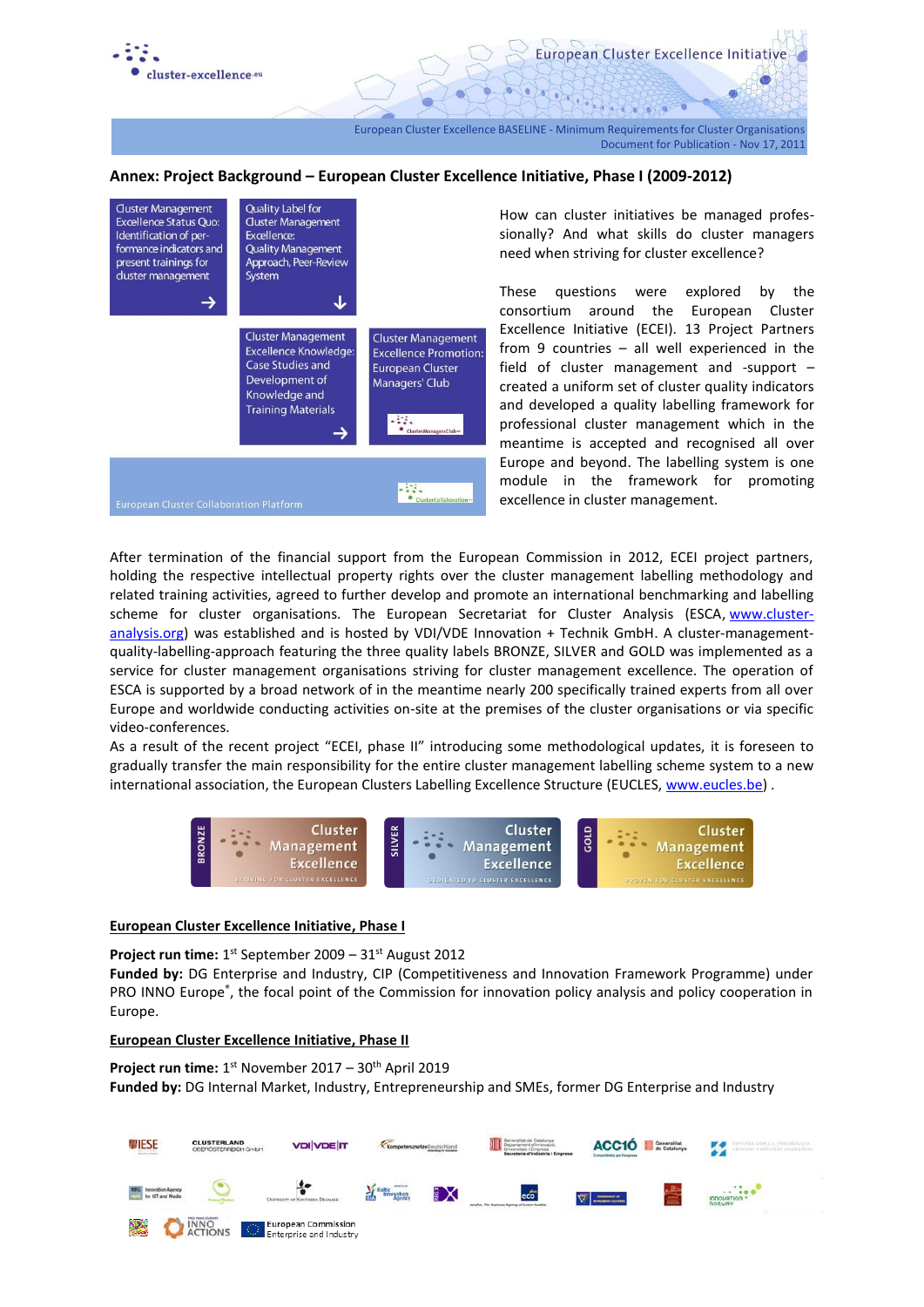## Annex: Project Background – European Cluster Excellence Initiative, Phase I (2009-2012)

Cluster Management Excellence Status Quo: Identification of performance indicators and present trainings for cluster management

Quality Label for Cluster Management Excellence: Quality Management Approach, Peer-Review System

Cluster Management Excellence Knowledge: Case Studies and Development of Knowledge and Training Materials

Cluster Management Excellence Promotion: European Cluster Managers' Club

European Cluster Collaboration Platform

How can cluster initiatives be managed professionally? And what skills do cluster managers need when striving for cluster excellence?

These questions were explored by the consortium around the European Cluster Excellence Initiative (ECEI). 13 Project Partners from 9 countries – all well experienced in the field of cluster management and -support – created a uniform set of cluster quality indicators and developed a quality labelling framework for professional cluster management which in the meantime is accepted and recognised all over Europe and beyond. The labelling system is one module in the framework for promoting excellence in cluster management.

After termination of the financial support from the European Commission in 2012, ECEI project partners, holding the respective intellectual property rights over the cluster management labelling methodology and related training activities, agreed to further develop and promote an international benchmarking and labelling scheme for cluster organisations. The European Secretariat for Cluster Analysis (ESCA, www.cluster-analysis.org) was established and is hosted by VDI/VDE Innovation + Technik GmbH. A cluster-management-quality-labelling-approach featuring the three quality labels BRONZE, SILVER and GOLD was implemented as a service for cluster management organisations striving for cluster management excellence. The operation of ESCA is supported by a broad network of in the meantime nearly 200 specifically trained experts from all over Europe and worldwide conducting activities on-site at the premises of the cluster organisations or via specific video-conferences.

As a result of the recent project "ECEI, phase II" introducing some methodological updates, it is foreseen to gradually transfer the main responsibility for the entire cluster management labelling scheme system to a new international association, the European Clusters Labelling Excellence Structure (EUCLES, www.eucles.be) .

BRONZE Cluster Management Excellence – STRIVING FOR CLUSTER EXCELLENCE

SILVER Cluster Management Excellence – DEDICATED TO CLUSTER EXCELLENCE

GOLD Cluster Management Excellence – PROVEN FOR CLUSTER EXCELLENCE

### European Cluster Excellence Initiative, Phase I

**Project run time:** 1st September 2009 – 31st August 2012

**Funded by:** DG Enterprise and Industry, CIP (Competitiveness and Innovation Framework Programme) under PRO INNO Europe®, the focal point of the Commission for innovation policy analysis and policy cooperation in Europe.

### European Cluster Excellence Initiative, Phase II

**Project run time:** 1st November 2017 – 30th April 2019

**Funded by:** DG Internal Market, Industry, Entrepreneurship and SMEs, former DG Enterprise and Industry